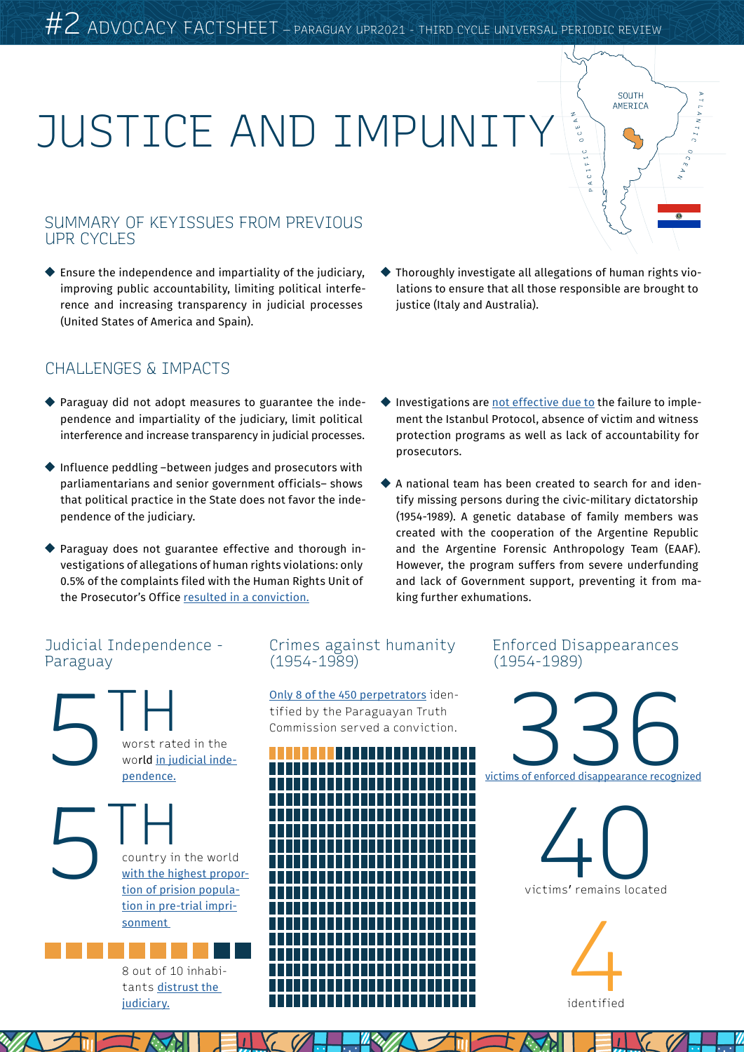#2 ADVOCACY FACTSHEET – PARAGUAY UPR2021 - THIRD CYCLE UNIVERSAL PERIODIC REVIEW

# JUSTICE AND IMPUNITY

## SUMMARY OF KEYISSUES FROM PREVIOUS UPR CYCLES

- Ensure the independence and impartiality of the judiciary, improving public accountability, limiting political interference and increasing transparency in judicial processes (United States of America and Spain).
- Thoroughly investigate all allegations of human rights violations to ensure that all those responsible are brought to justice (Italy and Australia).

## CHALLENGES & IMPACTS

- Paraguay did not adopt measures to guarantee the independence and impartiality of the judiciary, limit political interference and increase transparency in judicial processes.
- Influence peddling –between judges and prosecutors with parliamentarians and senior government officials– shows that political practice in the State does not favor the independence of the judiciary.
- Paraguay does not guarantee effective and thorough investigations of allegations of human rights violations: only 0.5% of the complaints filed with the Human Rights Unit of the Prosecutor's Office resulted in a conviction.
- Investigations are not effective due to the failure to implement the Istanbul Protocol, absence of victim and witness protection programs as well as lack of accountability for prosecutors.
- A national team has been created to search for and identify missing persons during the civic-military dictatorship (1954-1989). A genetic database of family members was created with the cooperation of the Argentine Republic and the Argentine Forensic Anthropology Team (EAAF). However, the program suffers from severe underfunding and lack of Government support, preventing it from making further exhumations.

### Judicial Independence - Paraguay

**5TH** worst rated in the world in judicial independence.

**5TH** country in the world with the highest proportion of prision population in pre-trial imprisonment

8 out of 10 inhabitants distrust the judiciary.

### Crimes against humanity (1954-1989)

Only 8 of the 450 perpetrators identified by the Paraguayan Truth Commission served a conviction.

### Enforced Disappearances (1954-1989)

**336** victims of enforced disappearance recognized

**40** victims' remains located

**4** identified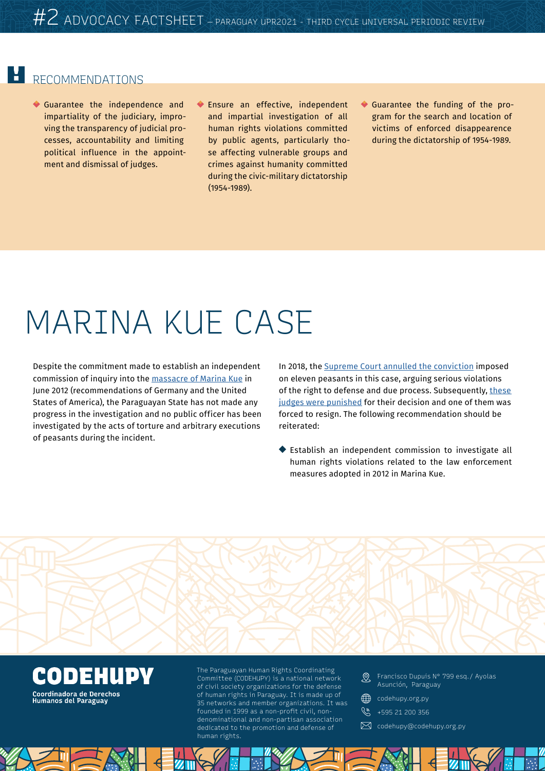## RECOMMENDATIONS

- Guarantee the independence and impartiality of the judiciary, improving the transparency of judicial processes, accountability and limiting political influence in the appointment and dismissal of judges.
- Ensure an effective, independent and impartial investigation of all human rights violations committed by public agents, particularly those affecting vulnerable groups and crimes against humanity committed during the civic-military dictatorship (1954-1989).
- Guarantee the funding of the program for the search and location of victims of enforced disappearence during the dictatorship of 1954-1989.

# MARINA KUE CASE

Despite the commitment made to establish an independent commission of inquiry into the massacre of Marina Kue in June 2012 (recommendations of Germany and the United States of America), the Paraguayan State has not made any progress in the investigation and no public officer has been investigated by the acts of torture and arbitrary executions of peasants during the incident.

In 2018, the Supreme Court annulled the conviction imposed on eleven peasants in this case, arguing serious violations of the right to defense and due process. Subsequently, these judges were punished for their decision and one of them was forced to resign. The following recommendation should be reiterated:

- Establish an independent commission to investigate all human rights violations related to the law enforcement measures adopted in 2012 in Marina Kue.

**CODEHUPY**
Coordinadora de Derechos Humanos del Paraguay

The Paraguayan Human Rights Coordinating Committee (CODEHUPY) is a national network of civil society organizations for the defense of human rights in Paraguay. It is made up of 35 networks and member organizations. It was founded in 1999 as a non-profit civil, non-denominational and non-partisan association dedicated to the promotion and defense of human rights.

Francisco Dupuis N° 799 esq./ Ayolas Asunción, Paraguay
codehupy.org.py
+595 21 200 356
codehupy@codehupy.org.py